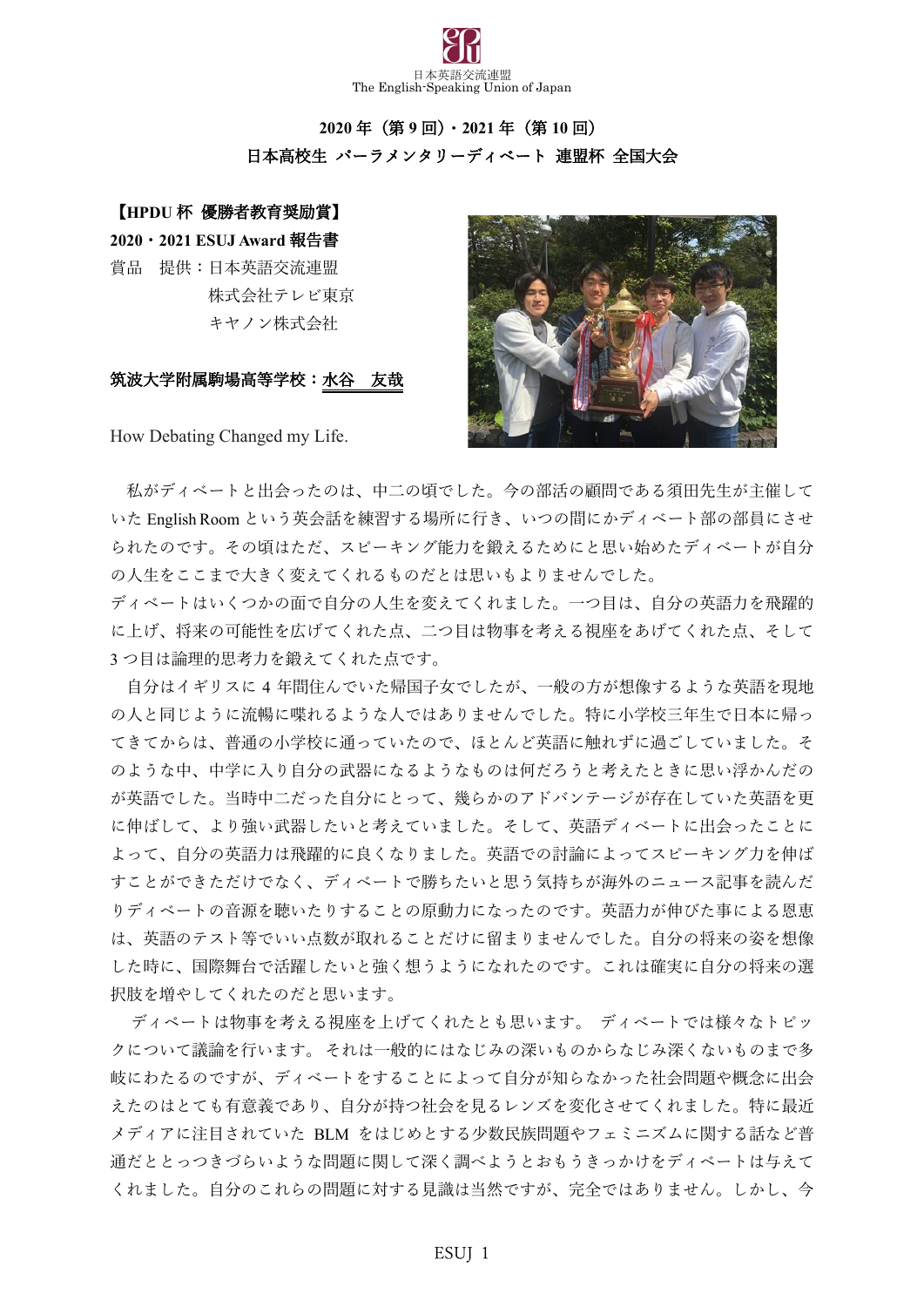日本英語交流連盟
The English-Speaking Union of Japan

## 2020 年（第 9 回）・2021 年（第 10 回）
## 日本高校生 パーラメンタリーディベート 連盟杯 全国大会

**【HPDU 杯 優勝者教育奨励賞】**
**2020・2021 ESUJ Award 報告書**
賞品　提供：日本英語交流連盟
　　　　　　株式会社テレビ東京
　　　　　　キヤノン株式会社

**筑波大学附属駒場高等学校：水谷　友哉**

How Debating Changed my Life.

私がディベートと出会ったのは、中二の頃でした。今の部活の顧問である須田先生が主催していた English Room という英会話を練習する場所に行き、いつの間にかディベート部の部員にさせられたのです。その頃はただ、スピーキング能力を鍛えるためにと思い始めたディベートが自分の人生をここまで大きく変えてくれるものだとは思いもよりませんでした。
ディベートはいくつかの面で自分の人生を変えてくれました。一つ目は、自分の英語力を飛躍的に上げ、将来の可能性を広げてくれた点、二つ目は物事を考える視座をあげてくれた点、そして 3 つ目は論理的思考力を鍛えてくれた点です。

自分はイギリスに 4 年間住んでいた帰国子女でしたが、一般の方が想像するような英語を現地の人と同じように流暢に喋れるような人ではありませんでした。特に小学校三年生で日本に帰ってきてからは、普通の小学校に通っていたので、ほとんど英語に触れずに過ごしていました。そのような中、中学に入り自分の武器になるようなものは何だろうと考えたときに思い浮かんだのが英語でした。当時中二だった自分にとって、幾らかのアドバンテージが存在していた英語を更に伸ばして、より強い武器したいと考えていました。そして、英語ディベートに出会ったことによって、自分の英語力は飛躍的に良くなりました。英語での討論によってスピーキング力を伸ばすことができただけでなく、ディベートで勝ちたいと思う気持ちが海外のニュース記事を読んだりディベートの音源を聴いたりすることの原動力になったのです。英語力が伸びた事による恩恵は、英語のテスト等でいい点数が取れることだけに留まりませんでした。自分の将来の姿を想像した時に、国際舞台で活躍したいと強く想うようになれたのです。これは確実に自分の将来の選択肢を増やしてくれたのだと思います。

ディベートは物事を考える視座を上げてくれたとも思います。 ディベートでは様々なトピックについて議論を行います。 それは一般的にはなじみの深いものからなじみ深くないものまで多岐にわたるのですが、ディベートをすることによって自分が知らなかった社会問題や概念に出会えたのはとても有意義であり、自分が持つ社会を見るレンズを変化させてくれました。特に最近メディアに注目されていた BLM をはじめとする少数民族問題やフェミニズムに関する話など普通だととっつきづらいような問題に関して深く調べようとおもうきっかけをディベートは与えてくれました。自分のこれらの問題に対する見識は当然ですが、完全ではありません。しかし、今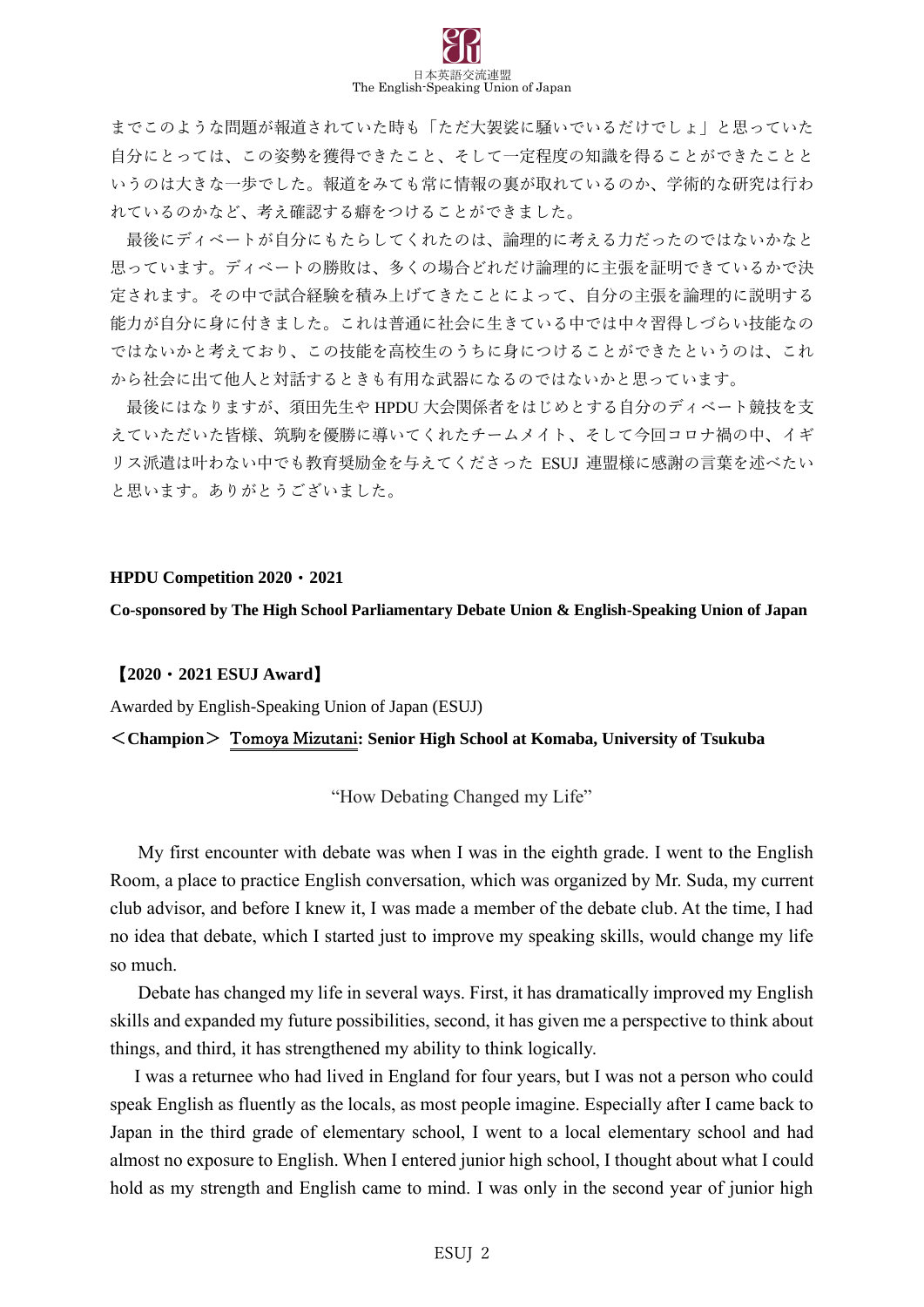までこのような問題が報道されていた時も「ただ大袈裟に騒いでいるだけでしょ」と思っていた自分にとっては、この姿勢を獲得できたこと、そして一定程度の知識を得ることができたことというのは大きな一歩でした。報道をみても常に情報の裏が取れているのか、学術的な研究は行われているのかなど、考え確認する癖をつけることができました。

最後にディベートが自分にもたらしてくれたのは、論理的に考える力だったのではないかなと思っています。ディベートの勝敗は、多くの場合どれだけ論理的に主張を証明できているかで決定されます。その中で試合経験を積み上げてきたことによって、自分の主張を論理的に説明する能力が自分に身に付きました。これは普通に社会に生きている中では中々習得しづらい技能なのではないかと考えており、この技能を高校生のうちに身につけることができたというのは、これから社会に出て他人と対話するときも有用な武器になるのではないかと思っています。

最後にはなりますが、須田先生や HPDU 大会関係者をはじめとする自分のディベート競技を支えていただいた皆様、筑駒を優勝に導いてくれたチームメイト、そして今回コロナ禍の中、イギリス派遣は叶わない中でも教育奨励金を与えてくださった ESUJ 連盟様に感謝の言葉を述べたいと思います。ありがとうございました。

**HPDU Competition 2020・2021**

**Co-sponsored by The High School Parliamentary Debate Union & English-Speaking Union of Japan**

**【2020・2021 ESUJ Award】**

Awarded by English-Speaking Union of Japan (ESUJ)

**＜Champion＞ Tomoya Mizutani: Senior High School at Komaba, University of Tsukuba**

"How Debating Changed my Life"

My first encounter with debate was when I was in the eighth grade. I went to the English Room, a place to practice English conversation, which was organized by Mr. Suda, my current club advisor, and before I knew it, I was made a member of the debate club. At the time, I had no idea that debate, which I started just to improve my speaking skills, would change my life so much.

Debate has changed my life in several ways. First, it has dramatically improved my English skills and expanded my future possibilities, second, it has given me a perspective to think about things, and third, it has strengthened my ability to think logically.

I was a returnee who had lived in England for four years, but I was not a person who could speak English as fluently as the locals, as most people imagine. Especially after I came back to Japan in the third grade of elementary school, I went to a local elementary school and had almost no exposure to English. When I entered junior high school, I thought about what I could hold as my strength and English came to mind. I was only in the second year of junior high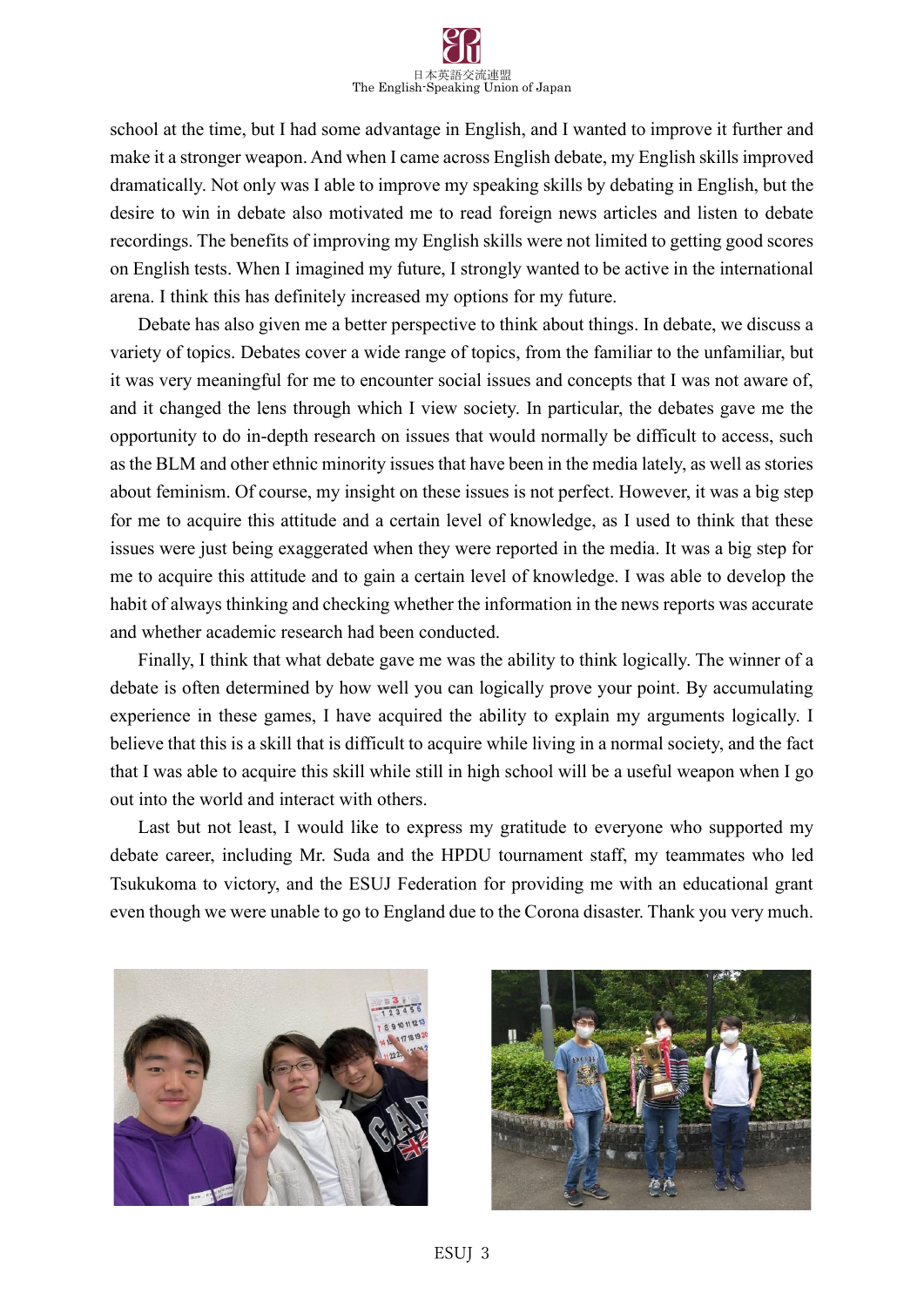school at the time, but I had some advantage in English, and I wanted to improve it further and make it a stronger weapon. And when I came across English debate, my English skills improved dramatically. Not only was I able to improve my speaking skills by debating in English, but the desire to win in debate also motivated me to read foreign news articles and listen to debate recordings. The benefits of improving my English skills were not limited to getting good scores on English tests. When I imagined my future, I strongly wanted to be active in the international arena. I think this has definitely increased my options for my future.

Debate has also given me a better perspective to think about things. In debate, we discuss a variety of topics. Debates cover a wide range of topics, from the familiar to the unfamiliar, but it was very meaningful for me to encounter social issues and concepts that I was not aware of, and it changed the lens through which I view society. In particular, the debates gave me the opportunity to do in-depth research on issues that would normally be difficult to access, such as the BLM and other ethnic minority issues that have been in the media lately, as well as stories about feminism. Of course, my insight on these issues is not perfect. However, it was a big step for me to acquire this attitude and a certain level of knowledge, as I used to think that these issues were just being exaggerated when they were reported in the media. It was a big step for me to acquire this attitude and to gain a certain level of knowledge. I was able to develop the habit of always thinking and checking whether the information in the news reports was accurate and whether academic research had been conducted.

Finally, I think that what debate gave me was the ability to think logically. The winner of a debate is often determined by how well you can logically prove your point. By accumulating experience in these games, I have acquired the ability to explain my arguments logically. I believe that this is a skill that is difficult to acquire while living in a normal society, and the fact that I was able to acquire this skill while still in high school will be a useful weapon when I go out into the world and interact with others.

Last but not least, I would like to express my gratitude to everyone who supported my debate career, including Mr. Suda and the HPDU tournament staff, my teammates who led Tsukukoma to victory, and the ESUJ Federation for providing me with an educational grant even though we were unable to go to England due to the Corona disaster. Thank you very much.